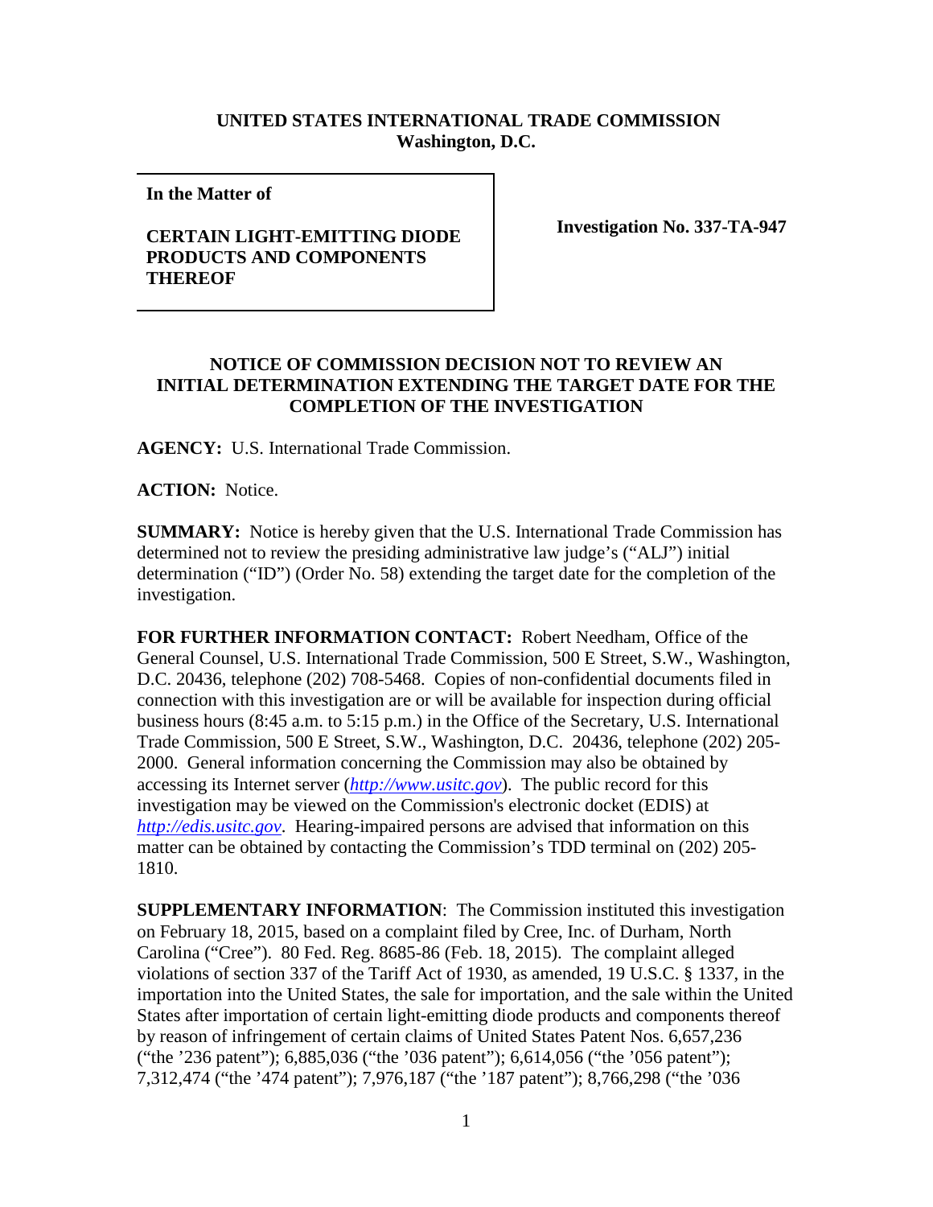**UNITED STATES INTERNATIONAL TRADE COMMISSION**
**Washington, D.C.**

| **In the Matter of** **CERTAIN LIGHT-EMITTING DIODE PRODUCTS AND COMPONENTS THEREOF** | **Investigation No. 337-TA-947** |
|---|---|

## NOTICE OF COMMISSION DECISION NOT TO REVIEW AN INITIAL DETERMINATION EXTENDING THE TARGET DATE FOR THE COMPLETION OF THE INVESTIGATION

**AGENCY:** U.S. International Trade Commission.

**ACTION:** Notice.

**SUMMARY:** Notice is hereby given that the U.S. International Trade Commission has determined not to review the presiding administrative law judge's ("ALJ") initial determination ("ID") (Order No. 58) extending the target date for the completion of the investigation.

**FOR FURTHER INFORMATION CONTACT:** Robert Needham, Office of the General Counsel, U.S. International Trade Commission, 500 E Street, S.W., Washington, D.C. 20436, telephone (202) 708-5468. Copies of non-confidential documents filed in connection with this investigation are or will be available for inspection during official business hours (8:45 a.m. to 5:15 p.m.) in the Office of the Secretary, U.S. International Trade Commission, 500 E Street, S.W., Washington, D.C. 20436, telephone (202) 205-2000. General information concerning the Commission may also be obtained by accessing its Internet server (*http://www.usitc.gov*). The public record for this investigation may be viewed on the Commission's electronic docket (EDIS) at *http://edis.usitc.gov*. Hearing-impaired persons are advised that information on this matter can be obtained by contacting the Commission's TDD terminal on (202) 205-1810.

**SUPPLEMENTARY INFORMATION**: The Commission instituted this investigation on February 18, 2015, based on a complaint filed by Cree, Inc. of Durham, North Carolina ("Cree"). 80 Fed. Reg. 8685-86 (Feb. 18, 2015). The complaint alleged violations of section 337 of the Tariff Act of 1930, as amended, 19 U.S.C. § 1337, in the importation into the United States, the sale for importation, and the sale within the United States after importation of certain light-emitting diode products and components thereof by reason of infringement of certain claims of United States Patent Nos. 6,657,236 ("the '236 patent"); 6,885,036 ("the '036 patent"); 6,614,056 ("the '056 patent"); 7,312,474 ("the '474 patent"); 7,976,187 ("the '187 patent"); 8,766,298 ("the '036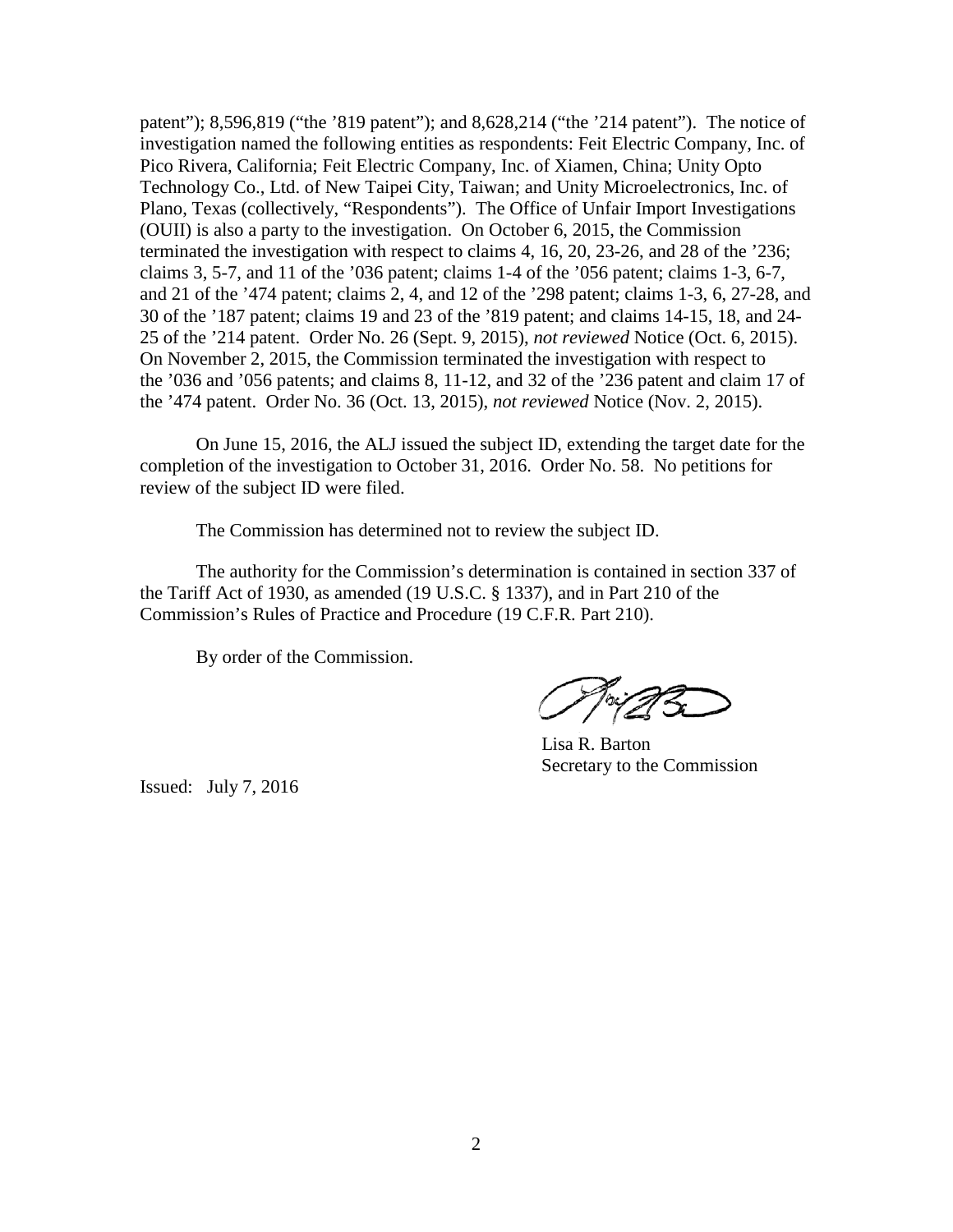patent"); 8,596,819 ("the '819 patent"); and 8,628,214 ("the '214 patent"). The notice of investigation named the following entities as respondents: Feit Electric Company, Inc. of Pico Rivera, California; Feit Electric Company, Inc. of Xiamen, China; Unity Opto Technology Co., Ltd. of New Taipei City, Taiwan; and Unity Microelectronics, Inc. of Plano, Texas (collectively, "Respondents"). The Office of Unfair Import Investigations (OUII) is also a party to the investigation. On October 6, 2015, the Commission terminated the investigation with respect to claims 4, 16, 20, 23-26, and 28 of the '236; claims 3, 5-7, and 11 of the '036 patent; claims 1-4 of the '056 patent; claims 1-3, 6-7, and 21 of the '474 patent; claims 2, 4, and 12 of the '298 patent; claims 1-3, 6, 27-28, and 30 of the '187 patent; claims 19 and 23 of the '819 patent; and claims 14-15, 18, and 24-25 of the '214 patent. Order No. 26 (Sept. 9, 2015), *not reviewed* Notice (Oct. 6, 2015). On November 2, 2015, the Commission terminated the investigation with respect to the '036 and '056 patents; and claims 8, 11-12, and 32 of the '236 patent and claim 17 of the '474 patent. Order No. 36 (Oct. 13, 2015), *not reviewed* Notice (Nov. 2, 2015).

On June 15, 2016, the ALJ issued the subject ID, extending the target date for the completion of the investigation to October 31, 2016. Order No. 58. No petitions for review of the subject ID were filed.

The Commission has determined not to review the subject ID.

The authority for the Commission's determination is contained in section 337 of the Tariff Act of 1930, as amended (19 U.S.C. § 1337), and in Part 210 of the Commission's Rules of Practice and Procedure (19 C.F.R. Part 210).

By order of the Commission.

Lisa R. Barton
Secretary to the Commission

Issued: July 7, 2016